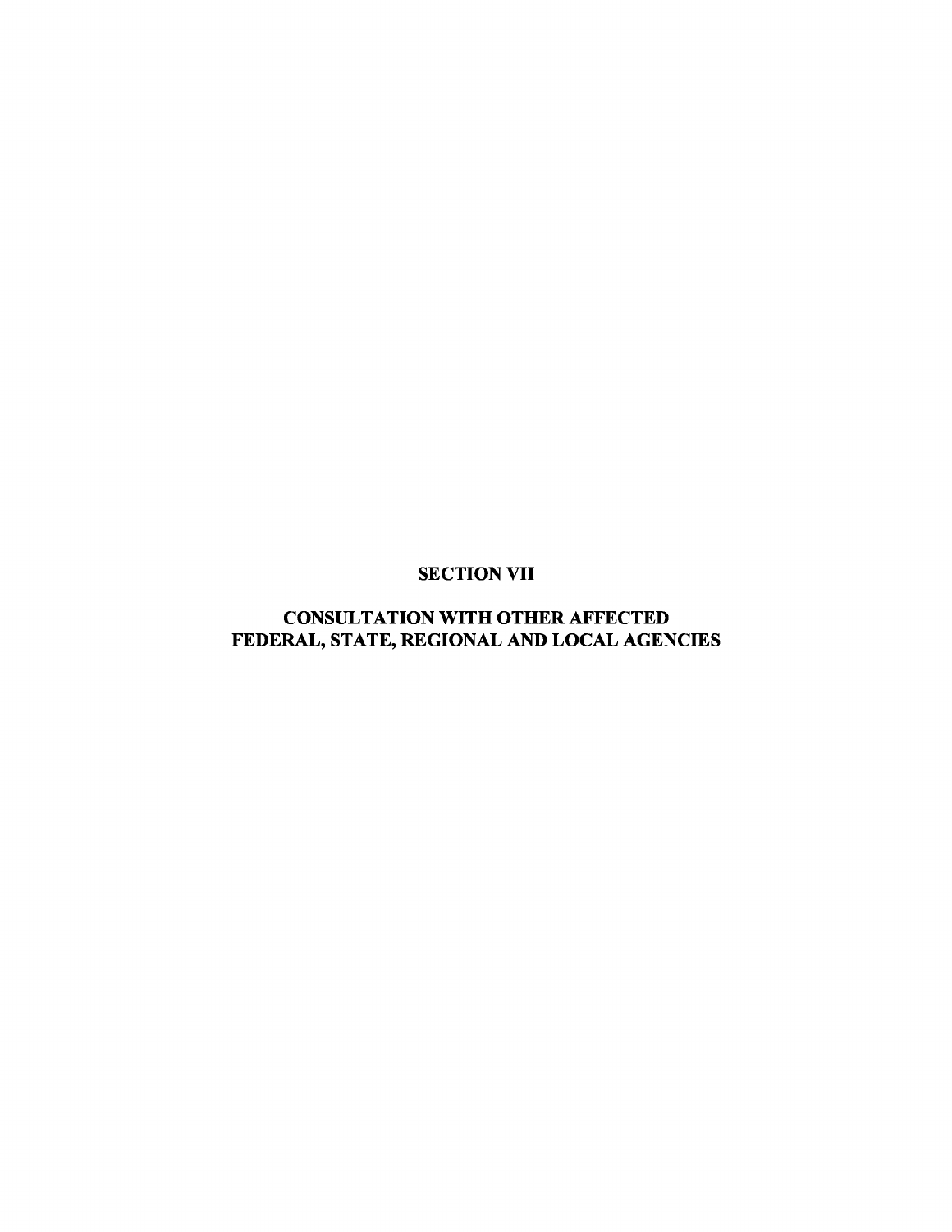# SECTION VII

## CONSULTATION WITH OTHER AFFECTED FEDERAL, STATE, REGIONAL AND LOCAL AGENCIES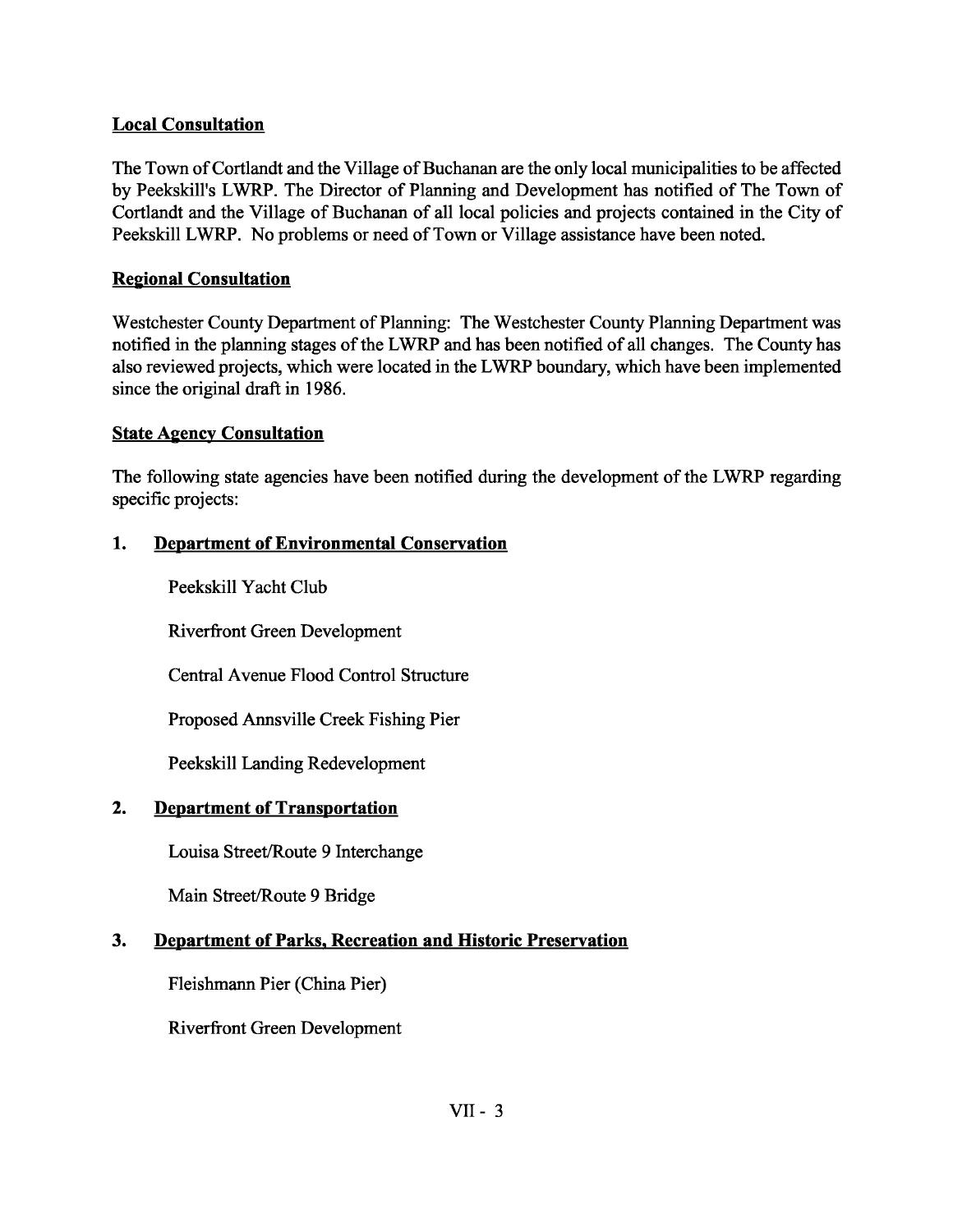**Local Consultation**

The Town of Cortlandt and the Village of Buchanan are the only local municipalities to be affected by Peekskill's LWRP. The Director of Planning and Development has notified of The Town of Cortlandt and the Village of Buchanan of all local policies and projects contained in the City of Peekskill LWRP. No problems or need of Town or Village assistance have been noted.

**Regional Consultation**

Westchester County Department of Planning: The Westchester County Planning Department was notified in the planning stages of the LWRP and has been notified of all changes. The County has also reviewed projects, which were located in the LWRP boundary, which have been implemented since the original draft in 1986.

**State Agency Consultation**

The following state agencies have been notified during the development of the LWRP regarding specific projects:

**1. Department of Environmental Conservation**

Peekskill Yacht Club

Riverfront Green Development

Central Avenue Flood Control Structure

Proposed Annsville Creek Fishing Pier

Peekskill Landing Redevelopment

**2. Department of Transportation**

Louisa Street/Route 9 Interchange

Main Street/Route 9 Bridge

**3. Department of Parks, Recreation and Historic Preservation**

Fleishmann Pier (China Pier)

Riverfront Green Development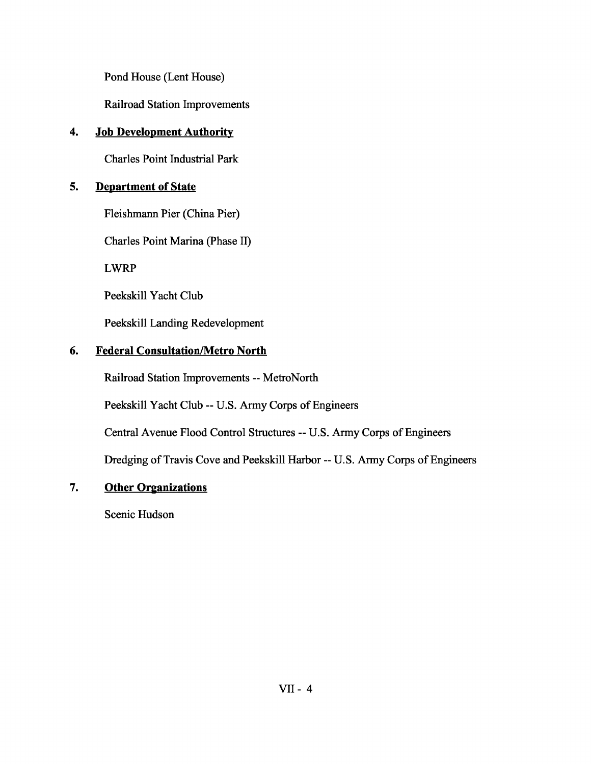Pond House (Lent House)

Railroad Station Improvements

4. **Job Development Authority**

Charles Point Industrial Park

5. **Department of State**

Fleishmann Pier (China Pier)

Charles Point Marina (Phase II)

LWRP

Peekskill Yacht Club

Peekskill Landing Redevelopment

6. **Federal Consultation/Metro North**

Railroad Station Improvements -- MetroNorth

Peekskill Yacht Club -- U.S. Army Corps of Engineers

Central Avenue Flood Control Structures -- U.S. Army Corps of Engineers

Dredging of Travis Cove and Peekskill Harbor -- U.S. Army Corps of Engineers

7. **Other Organizations**

Scenic Hudson